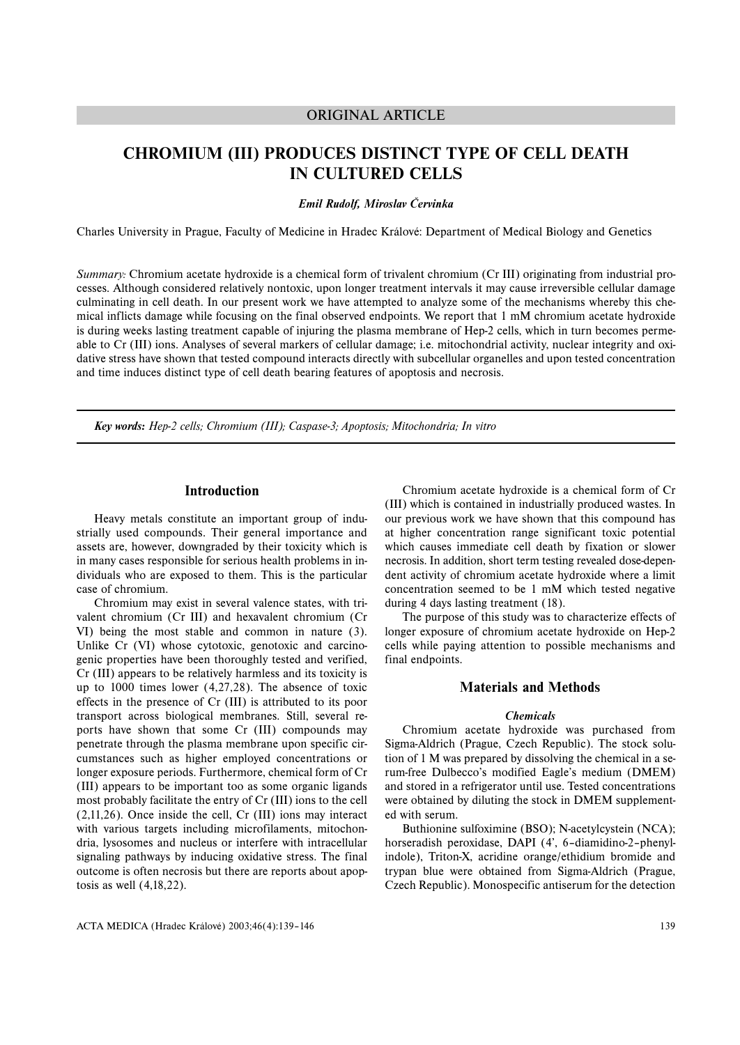ORIGINAL ARTICLE

# CHROMIUM (III) PRODUCES DISTINCT TYPE OF CELL DEATH IN CULTURED CELLS

***Emil Rudolf, Miroslav Červinka***

Charles University in Prague, Faculty of Medicine in Hradec Králové: Department of Medical Biology and Genetics

*Summary:* Chromium acetate hydroxide is a chemical form of trivalent chromium (Cr III) originating from industrial processes. Although considered relatively nontoxic, upon longer treatment intervals it may cause irreversible cellular damage culminating in cell death. In our present work we have attempted to analyze some of the mechanisms whereby this chemical inflicts damage while focusing on the final observed endpoints. We report that 1 mM chromium acetate hydroxide is during weeks lasting treatment capable of injuring the plasma membrane of Hep-2 cells, which in turn becomes permeable to Cr (III) ions. Analyses of several markers of cellular damage; i.e. mitochondrial activity, nuclear integrity and oxidative stress have shown that tested compound interacts directly with subcellular organelles and upon tested concentration and time induces distinct type of cell death bearing features of apoptosis and necrosis.

***Key words:*** *Hep-2 cells; Chromium (III); Caspase-3; Apoptosis; Mitochondria; In vitro*

## Introduction

Heavy metals constitute an important group of industrially used compounds. Their general importance and assets are, however, downgraded by their toxicity which is in many cases responsible for serious health problems in individuals who are exposed to them. This is the particular case of chromium.

Chromium may exist in several valence states, with trivalent chromium (Cr III) and hexavalent chromium (Cr VI) being the most stable and common in nature (3). Unlike Cr (VI) whose cytotoxic, genotoxic and carcinogenic properties have been thoroughly tested and verified, Cr (III) appears to be relatively harmless and its toxicity is up to 1000 times lower (4,27,28). The absence of toxic effects in the presence of Cr (III) is attributed to its poor transport across biological membranes. Still, several reports have shown that some Cr (III) compounds may penetrate through the plasma membrane upon specific circumstances such as higher employed concentrations or longer exposure periods. Furthermore, chemical form of Cr (III) appears to be important too as some organic ligands most probably facilitate the entry of Cr (III) ions to the cell (2,11,26). Once inside the cell, Cr (III) ions may interact with various targets including microfilaments, mitochondria, lysosomes and nucleus or interfere with intracellular signaling pathways by inducing oxidative stress. The final outcome is often necrosis but there are reports about apoptosis as well (4,18,22).

Chromium acetate hydroxide is a chemical form of Cr (III) which is contained in industrially produced wastes. In our previous work we have shown that this compound has at higher concentration range significant toxic potential which causes immediate cell death by fixation or slower necrosis. In addition, short term testing revealed dose-dependent activity of chromium acetate hydroxide where a limit concentration seemed to be 1 mM which tested negative during 4 days lasting treatment (18).

The purpose of this study was to characterize effects of longer exposure of chromium acetate hydroxide on Hep-2 cells while paying attention to possible mechanisms and final endpoints.

## Materials and Methods

### *Chemicals*

Chromium acetate hydroxide was purchased from Sigma-Aldrich (Prague, Czech Republic). The stock solution of 1 M was prepared by dissolving the chemical in a serum-free Dulbecco's modified Eagle's medium (DMEM) and stored in a refrigerator until use. Tested concentrations were obtained by diluting the stock in DMEM supplemented with serum.

Buthionine sulfoximine (BSO); N-acetylcystein (NCA); horseradish peroxidase, DAPI (4', 6–diamidino-2–phenylindole), Triton-X, acridine orange/ethidium bromide and trypan blue were obtained from Sigma-Aldrich (Prague, Czech Republic). Monospecific antiserum for the detection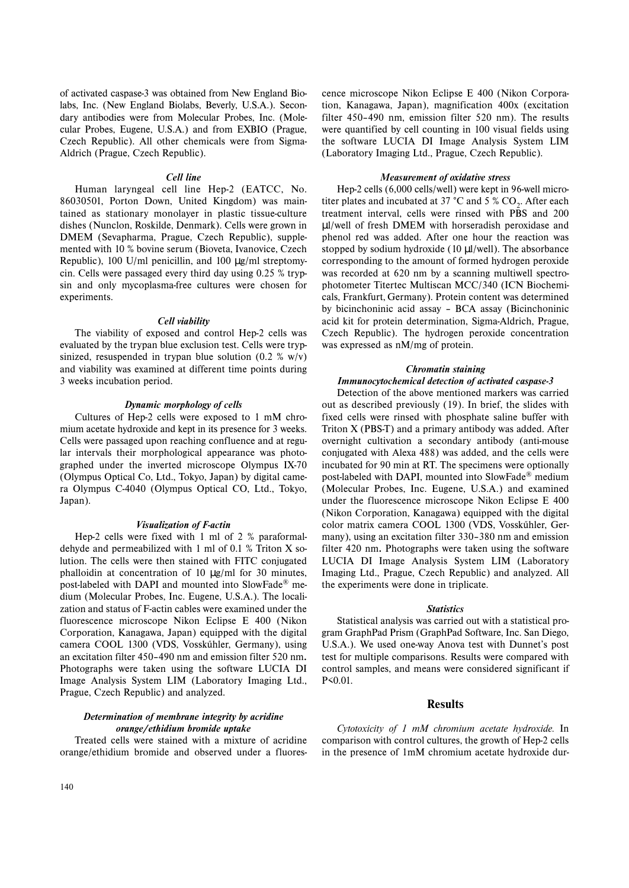of activated caspase-3 was obtained from New England Biolabs, Inc. (New England Biolabs, Beverly, U.S.A.). Secondary antibodies were from Molecular Probes, Inc. (Molecular Probes, Eugene, U.S.A.) and from EXBIO (Prague, Czech Republic). All other chemicals were from Sigma-Aldrich (Prague, Czech Republic).

### *Cell line*

Human laryngeal cell line Hep-2 (EATCC, No. 86030501, Porton Down, United Kingdom) was maintained as stationary monolayer in plastic tissue-culture dishes (Nunclon, Roskilde, Denmark). Cells were grown in DMEM (Sevapharma, Prague, Czech Republic), supplemented with 10 % bovine serum (Bioveta, Ivanovice, Czech Republic), 100 U/ml penicillin, and 100 μg/ml streptomycin. Cells were passaged every third day using 0.25 % trypsin and only mycoplasma-free cultures were chosen for experiments.

### *Cell viability*

The viability of exposed and control Hep-2 cells was evaluated by the trypan blue exclusion test. Cells were trypsinized, resuspended in trypan blue solution (0.2 % w/v) and viability was examined at different time points during 3 weeks incubation period.

### *Dynamic morphology of cells*

Cultures of Hep-2 cells were exposed to 1 mM chromium acetate hydroxide and kept in its presence for 3 weeks. Cells were passaged upon reaching confluence and at regular intervals their morphological appearance was photographed under the inverted microscope Olympus IX-70 (Olympus Optical Co, Ltd., Tokyo, Japan) by digital camera Olympus C-4040 (Olympus Optical CO, Ltd., Tokyo, Japan).

### *Visualization of F-actin*

Hep-2 cells were fixed with 1 ml of 2 % paraformaldehyde and permeabilized with 1 ml of 0.1 % Triton X solution. The cells were then stained with FITC conjugated phalloidin at concentration of 10 μg/ml for 30 minutes, post-labeled with DAPI and mounted into SlowFade® medium (Molecular Probes, Inc. Eugene, U.S.A.). The localization and status of F-actin cables were examined under the fluorescence microscope Nikon Eclipse E 400 (Nikon Corporation, Kanagawa, Japan) equipped with the digital camera COOL 1300 (VDS, Vosskühler, Germany), using an excitation filter 450–490 nm and emission filter 520 nm. Photographs were taken using the software LUCIA DI Image Analysis System LIM (Laboratory Imaging Ltd., Prague, Czech Republic) and analyzed.

### *Determination of membrane integrity by acridine orange/ethidium bromide uptake*

Treated cells were stained with a mixture of acridine orange/ethidium bromide and observed under a fluorescence microscope Nikon Eclipse E 400 (Nikon Corporation, Kanagawa, Japan), magnification 400x (excitation filter 450–490 nm, emission filter 520 nm). The results were quantified by cell counting in 100 visual fields using the software LUCIA DI Image Analysis System LIM (Laboratory Imaging Ltd., Prague, Czech Republic).

### *Measurement of oxidative stress*

Hep-2 cells (6,000 cells/well) were kept in 96-well microtiter plates and incubated at 37 °C and 5 % $CO_2$. After each treatment interval, cells were rinsed with PBS and 200 μl/well of fresh DMEM with horseradish peroxidase and phenol red was added. After one hour the reaction was stopped by sodium hydroxide (10 μl/well). The absorbance corresponding to the amount of formed hydrogen peroxide was recorded at 620 nm by a scanning multiwell spectrophotometer Titertec Multiscan MCC/340 (ICN Biochemicals, Frankfurt, Germany). Protein content was determined by bicinchoninic acid assay – BCA assay (Bicinchoninic acid kit for protein determination, Sigma-Aldrich, Prague, Czech Republic). The hydrogen peroxide concentration was expressed as nM/mg of protein.

### *Chromatin staining*
### *Immunocytochemical detection of activated caspase-3*

Detection of the above mentioned markers was carried out as described previously (19). In brief, the slides with fixed cells were rinsed with phosphate saline buffer with Triton X (PBS-T) and a primary antibody was added. After overnight cultivation a secondary antibody (anti-mouse conjugated with Alexa 488) was added, and the cells were incubated for 90 min at RT. The specimens were optionally post-labeled with DAPI, mounted into SlowFade® medium (Molecular Probes, Inc. Eugene, U.S.A.) and examined under the fluorescence microscope Nikon Eclipse E 400 (Nikon Corporation, Kanagawa) equipped with the digital color matrix camera COOL 1300 (VDS, Vosskühler, Germany), using an excitation filter 330–380 nm and emission filter 420 nm. Photographs were taken using the software LUCIA DI Image Analysis System LIM (Laboratory Imaging Ltd., Prague, Czech Republic) and analyzed. All the experiments were done in triplicate.

### *Statistics*

Statistical analysis was carried out with a statistical program GraphPad Prism (GraphPad Software, Inc. San Diego, U.S.A.). We used one-way Anova test with Dunnet's post test for multiple comparisons. Results were compared with control samples, and means were considered significant if $P<0.01$.

## Results

*Cytotoxicity of 1 mM chromium acetate hydroxide.* In comparison with control cultures, the growth of Hep-2 cells in the presence of 1mM chromium acetate hydroxide dur-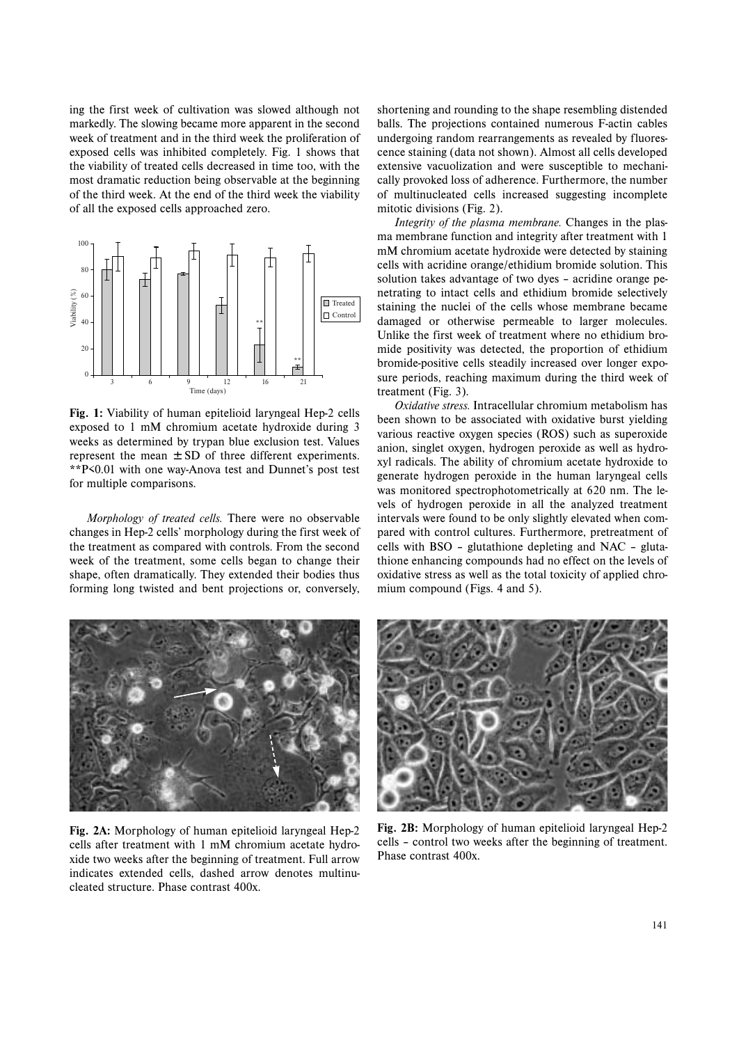ing the first week of cultivation was slowed although not markedly. The slowing became more apparent in the second week of treatment and in the third week the proliferation of exposed cells was inhibited completely. Fig. 1 shows that the viability of treated cells decreased in time too, with the most dramatic reduction being observable at the beginning of the third week. At the end of the third week the viability of all the exposed cells approached zero.

**Fig. 1:** Viability of human epitelioid laryngeal Hep-2 cells exposed to 1 mM chromium acetate hydroxide during 3 weeks as determined by trypan blue exclusion test. Values represent the mean ± SD of three different experiments. **P<0.01 with one way-Anova test and Dunnet's post test for multiple comparisons.

*Morphology of treated cells.* There were no observable changes in Hep-2 cells' morphology during the first week of the treatment as compared with controls. From the second week of the treatment, some cells began to change their shape, often dramatically. They extended their bodies thus forming long twisted and bent projections or, conversely, shortening and rounding to the shape resembling distended balls. The projections contained numerous F-actin cables undergoing random rearrangements as revealed by fluorescence staining (data not shown). Almost all cells developed extensive vacuolization and were susceptible to mechanically provoked loss of adherence. Furthermore, the number of multinucleated cells increased suggesting incomplete mitotic divisions (Fig. 2).

*Integrity of the plasma membrane.* Changes in the plasma membrane function and integrity after treatment with 1 mM chromium acetate hydroxide were detected by staining cells with acridine orange/ethidium bromide solution. This solution takes advantage of two dyes – acridine orange penetrating to intact cells and ethidium bromide selectively staining the nuclei of the cells whose membrane became damaged or otherwise permeable to larger molecules. Unlike the first week of treatment where no ethidium bromide positivity was detected, the proportion of ethidium bromide-positive cells steadily increased over longer exposure periods, reaching maximum during the third week of treatment (Fig. 3).

*Oxidative stress.* Intracellular chromium metabolism has been shown to be associated with oxidative burst yielding various reactive oxygen species (ROS) such as superoxide anion, singlet oxygen, hydrogen peroxide as well as hydroxyl radicals. The ability of chromium acetate hydroxide to generate hydrogen peroxide in the human laryngeal cells was monitored spectrophotometrically at 620 nm. The levels of hydrogen peroxide in all the analyzed treatment intervals were found to be only slightly elevated when compared with control cultures. Furthermore, pretreatment of cells with BSO – glutathione depleting and NAC – glutathione enhancing compounds had no effect on the levels of oxidative stress as well as the total toxicity of applied chromium compound (Figs. 4 and 5).

**Fig. 2A:** Morphology of human epitelioid laryngeal Hep-2 cells after treatment with 1 mM chromium acetate hydroxide two weeks after the beginning of treatment. Full arrow indicates extended cells, dashed arrow denotes multinucleated structure. Phase contrast 400x.

**Fig. 2B:** Morphology of human epitelioid laryngeal Hep-2 cells – control two weeks after the beginning of treatment. Phase contrast 400x.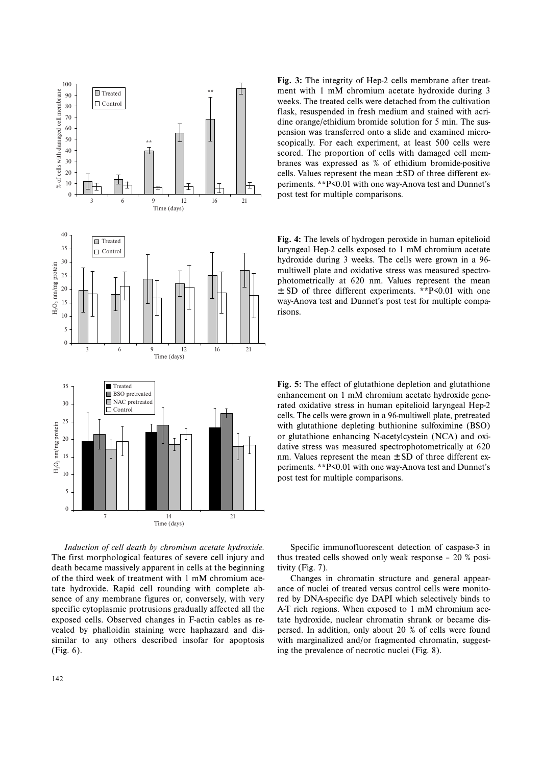**Fig. 3:** The integrity of Hep-2 cells membrane after treatment with 1 mM chromium acetate hydroxide during 3 weeks. The treated cells were detached from the cultivation flask, resuspended in fresh medium and stained with acridine orange/ethidium bromide solution for 5 min. The suspension was transferred onto a slide and examined microscopically. For each experiment, at least 500 cells were scored. The proportion of cells with damaged cell membranes was expressed as % of ethidium bromide-positive cells. Values represent the mean ± SD of three different experiments. **P<0.01 with one way-Anova test and Dunnet's post test for multiple comparisons.

**Fig. 4:** The levels of hydrogen peroxide in human epitelioid laryngeal Hep-2 cells exposed to 1 mM chromium acetate hydroxide during 3 weeks. The cells were grown in a 96-multiwell plate and oxidative stress was measured spectrophotometrically at 620 nm. Values represent the mean ± SD of three different experiments. **P<0.01 with one way-Anova test and Dunnet's post test for multiple comparisons.

**Fig. 5:** The effect of glutathione depletion and glutathione enhancement on 1 mM chromium acetate hydroxide generated oxidative stress in human epitelioid laryngeal Hep-2 cells. The cells were grown in a 96-multiwell plate, pretreated with glutathione depleting buthionine sulfoximine (BSO) or glutathione enhancing N-acetylcystein (NCA) and oxidative stress was measured spectrophotometrically at 620 nm. Values represent the mean ± SD of three different experiments. **P<0.01 with one way-Anova test and Dunnet's post test for multiple comparisons.

*Induction of cell death by chromium acetate hydroxide.* The first morphological features of severe cell injury and death became massively apparent in cells at the beginning of the third week of treatment with 1 mM chromium acetate hydroxide. Rapid cell rounding with complete absence of any membrane figures or, conversely, with very specific cytoplasmic protrusions gradually affected all the exposed cells. Observed changes in F-actin cables as revealed by phalloidin staining were haphazard and dissimilar to any others described insofar for apoptosis (Fig. 6).

Specific immunofluorescent detection of caspase-3 in thus treated cells showed only weak response – 20 % positivity (Fig. 7).

Changes in chromatin structure and general appearance of nuclei of treated versus control cells were monitored by DNA-specific dye DAPI which selectively binds to A-T rich regions. When exposed to 1 mM chromium acetate hydroxide, nuclear chromatin shrank or became dispersed. In addition, only about 20 % of cells were found with marginalized and/or fragmented chromatin, suggesting the prevalence of necrotic nuclei (Fig. 8).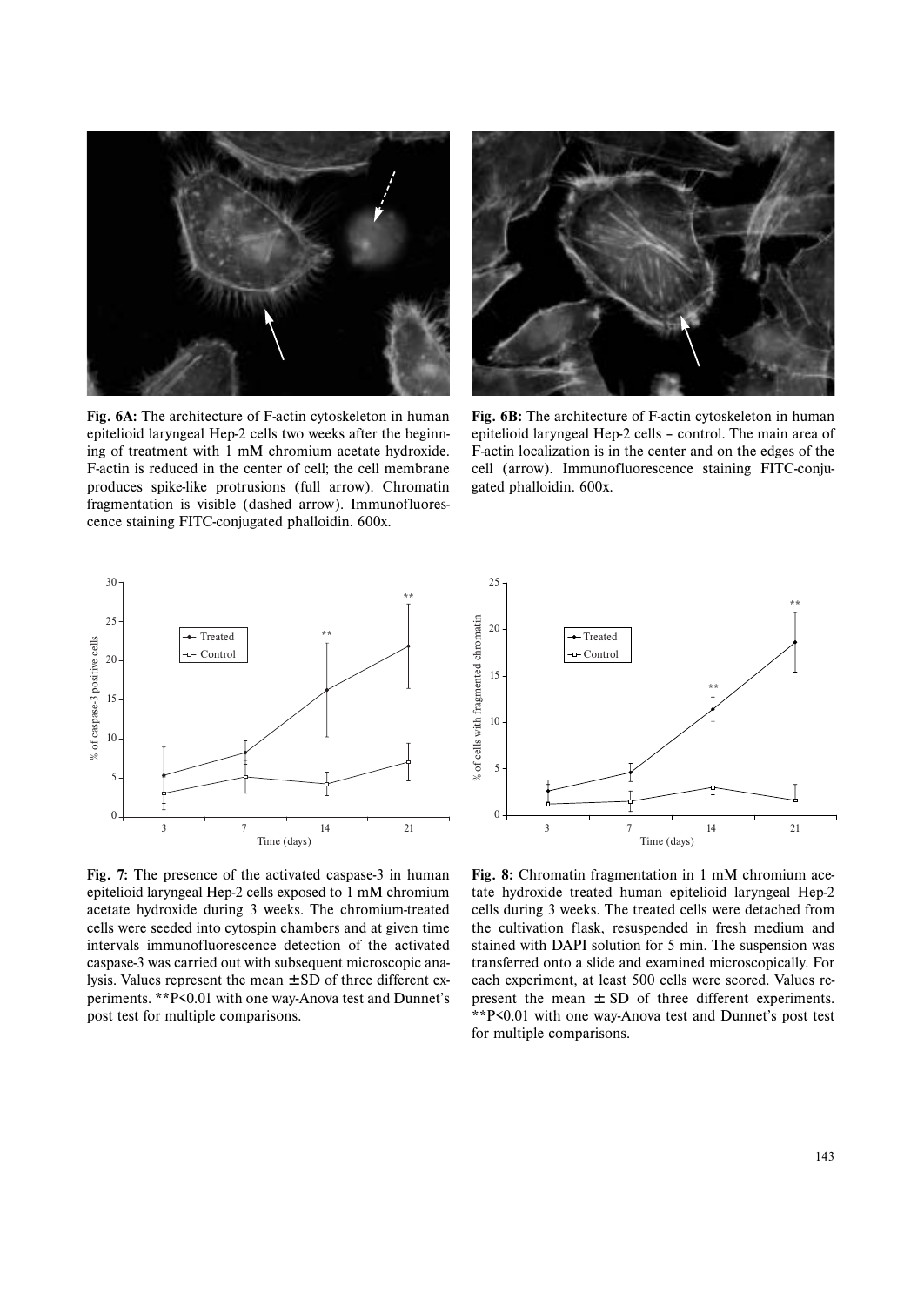**Fig. 6A:** The architecture of F-actin cytoskeleton in human epitelioid laryngeal Hep-2 cells two weeks after the beginning of treatment with 1 mM chromium acetate hydroxide. F-actin is reduced in the center of cell; the cell membrane produces spike-like protrusions (full arrow). Chromatin fragmentation is visible (dashed arrow). Immunofluorescence staining FITC-conjugated phalloidin. 600x.

**Fig. 6B:** The architecture of F-actin cytoskeleton in human epitelioid laryngeal Hep-2 cells – control. The main area of F-actin localization is in the center and on the edges of the cell (arrow). Immunofluorescence staining FITC-conjugated phalloidin. 600x.

**Fig. 7:** The presence of the activated caspase-3 in human epitelioid laryngeal Hep-2 cells exposed to 1 mM chromium acetate hydroxide during 3 weeks. The chromium-treated cells were seeded into cytospin chambers and at given time intervals immunofluorescence detection of the activated caspase-3 was carried out with subsequent microscopic analysis. Values represent the mean ± SD of three different experiments. **P<0.01 with one way-Anova test and Dunnet's post test for multiple comparisons.

**Fig. 8:** Chromatin fragmentation in 1 mM chromium acetate hydroxide treated human epitelioid laryngeal Hep-2 cells during 3 weeks. The treated cells were detached from the cultivation flask, resuspended in fresh medium and stained with DAPI solution for 5 min. The suspension was transferred onto a slide and examined microscopically. For each experiment, at least 500 cells were scored. Values represent the mean ± SD of three different experiments. **P<0.01 with one way-Anova test and Dunnet's post test for multiple comparisons.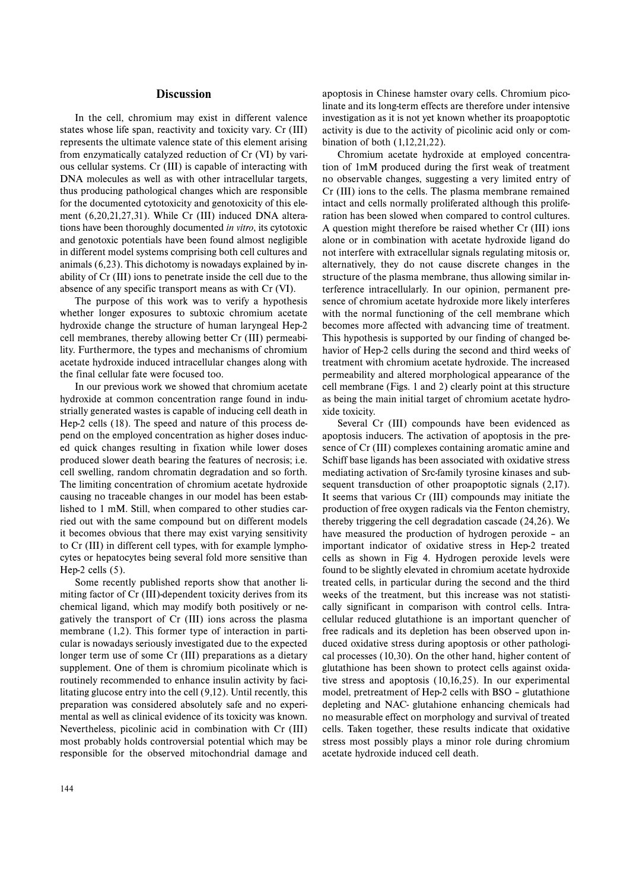## Discussion

In the cell, chromium may exist in different valence states whose life span, reactivity and toxicity vary. Cr (III) represents the ultimate valence state of this element arising from enzymatically catalyzed reduction of Cr (VI) by various cellular systems. Cr (III) is capable of interacting with DNA molecules as well as with other intracellular targets, thus producing pathological changes which are responsible for the documented cytotoxicity and genotoxicity of this element (6,20,21,27,31). While Cr (III) induced DNA alterations have been thoroughly documented *in vitro*, its cytotoxic and genotoxic potentials have been found almost negligible in different model systems comprising both cell cultures and animals (6,23). This dichotomy is nowadays explained by inability of Cr (III) ions to penetrate inside the cell due to the absence of any specific transport means as with Cr (VI).

The purpose of this work was to verify a hypothesis whether longer exposures to subtoxic chromium acetate hydroxide change the structure of human laryngeal Hep-2 cell membranes, thereby allowing better Cr (III) permeability. Furthermore, the types and mechanisms of chromium acetate hydroxide induced intracellular changes along with the final cellular fate were focused too.

In our previous work we showed that chromium acetate hydroxide at common concentration range found in industrially generated wastes is capable of inducing cell death in Hep-2 cells (18). The speed and nature of this process depend on the employed concentration as higher doses induced quick changes resulting in fixation while lower doses produced slower death bearing the features of necrosis; i.e. cell swelling, random chromatin degradation and so forth. The limiting concentration of chromium acetate hydroxide causing no traceable changes in our model has been established to 1 mM. Still, when compared to other studies carried out with the same compound but on different models it becomes obvious that there may exist varying sensitivity to Cr (III) in different cell types, with for example lymphocytes or hepatocytes being several fold more sensitive than Hep-2 cells (5).

Some recently published reports show that another limiting factor of Cr (III)-dependent toxicity derives from its chemical ligand, which may modify both positively or negatively the transport of Cr (III) ions across the plasma membrane (1,2). This former type of interaction in particular is nowadays seriously investigated due to the expected longer term use of some Cr (III) preparations as a dietary supplement. One of them is chromium picolinate which is routinely recommended to enhance insulin activity by facilitating glucose entry into the cell (9,12). Until recently, this preparation was considered absolutely safe and no experimental as well as clinical evidence of its toxicity was known. Nevertheless, picolinic acid in combination with Cr (III) most probably holds controversial potential which may be responsible for the observed mitochondrial damage and apoptosis in Chinese hamster ovary cells. Chromium picolinate and its long-term effects are therefore under intensive investigation as it is not yet known whether its proapoptotic activity is due to the activity of picolinic acid only or combination of both (1,12,21,22).

Chromium acetate hydroxide at employed concentration of 1mM produced during the first weak of treatment no observable changes, suggesting a very limited entry of Cr (III) ions to the cells. The plasma membrane remained intact and cells normally proliferated although this proliferation has been slowed when compared to control cultures. A question might therefore be raised whether Cr (III) ions alone or in combination with acetate hydroxide ligand do not interfere with extracellular signals regulating mitosis or, alternatively, they do not cause discrete changes in the structure of the plasma membrane, thus allowing similar interference intracellularly. In our opinion, permanent presence of chromium acetate hydroxide more likely interferes with the normal functioning of the cell membrane which becomes more affected with advancing time of treatment. This hypothesis is supported by our finding of changed behavior of Hep-2 cells during the second and third weeks of treatment with chromium acetate hydroxide. The increased permeability and altered morphological appearance of the cell membrane (Figs. 1 and 2) clearly point at this structure as being the main initial target of chromium acetate hydroxide toxicity.

Several Cr (III) compounds have been evidenced as apoptosis inducers. The activation of apoptosis in the presence of Cr (III) complexes containing aromatic amine and Schiff base ligands has been associated with oxidative stress mediating activation of Src-family tyrosine kinases and subsequent transduction of other proapoptotic signals (2,17). It seems that various Cr (III) compounds may initiate the production of free oxygen radicals via the Fenton chemistry, thereby triggering the cell degradation cascade (24,26). We have measured the production of hydrogen peroxide – an important indicator of oxidative stress in Hep-2 treated cells as shown in Fig 4. Hydrogen peroxide levels were found to be slightly elevated in chromium acetate hydroxide treated cells, in particular during the second and the third weeks of the treatment, but this increase was not statistically significant in comparison with control cells. Intracellular reduced glutathione is an important quencher of free radicals and its depletion has been observed upon induced oxidative stress during apoptosis or other pathological processes (10,30). On the other hand, higher content of glutathione has been shown to protect cells against oxidative stress and apoptosis (10,16,25). In our experimental model, pretreatment of Hep-2 cells with BSO – glutathione depleting and NAC- glutahione enhancing chemicals had no measurable effect on morphology and survival of treated cells. Taken together, these results indicate that oxidative stress most possibly plays a minor role during chromium acetate hydroxide induced cell death.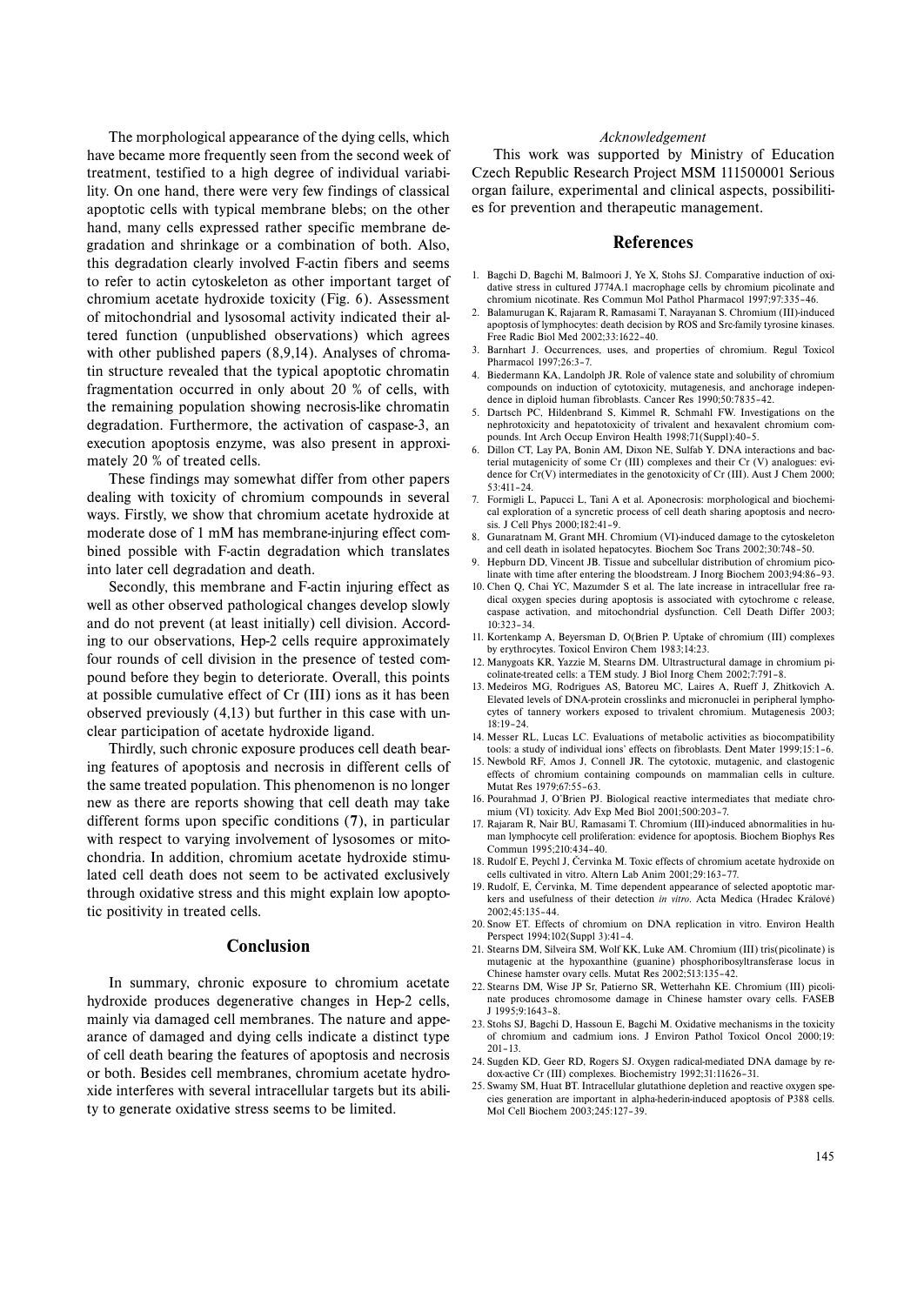The morphological appearance of the dying cells, which have became more frequently seen from the second week of treatment, testified to a high degree of individual variability. On one hand, there were very few findings of classical apoptotic cells with typical membrane blebs; on the other hand, many cells expressed rather specific membrane degradation and shrinkage or a combination of both. Also, this degradation clearly involved F-actin fibers and seems to refer to actin cytoskeleton as other important target of chromium acetate hydroxide toxicity (Fig. 6). Assessment of mitochondrial and lysosomal activity indicated their altered function (unpublished observations) which agrees with other published papers (8,9,14). Analyses of chromatin structure revealed that the typical apoptotic chromatin fragmentation occurred in only about 20 % of cells, with the remaining population showing necrosis-like chromatin degradation. Furthermore, the activation of caspase-3, an execution apoptosis enzyme, was also present in approximately 20 % of treated cells.

These findings may somewhat differ from other papers dealing with toxicity of chromium compounds in several ways. Firstly, we show that chromium acetate hydroxide at moderate dose of 1 mM has membrane-injuring effect combined possible with F-actin degradation which translates into later cell degradation and death.

Secondly, this membrane and F-actin injuring effect as well as other observed pathological changes develop slowly and do not prevent (at least initially) cell division. According to our observations, Hep-2 cells require approximately four rounds of cell division in the presence of tested compound before they begin to deteriorate. Overall, this points at possible cumulative effect of Cr (III) ions as it has been observed previously (4,13) but further in this case with unclear participation of acetate hydroxide ligand.

Thirdly, such chronic exposure produces cell death bearing features of apoptosis and necrosis in different cells of the same treated population. This phenomenon is no longer new as there are reports showing that cell death may take different forms upon specific conditions (7), in particular with respect to varying involvement of lysosomes or mitochondria. In addition, chromium acetate hydroxide stimulated cell death does not seem to be activated exclusively through oxidative stress and this might explain low apoptotic positivity in treated cells.

## Conclusion

In summary, chronic exposure to chromium acetate hydroxide produces degenerative changes in Hep-2 cells, mainly via damaged cell membranes. The nature and appearance of damaged and dying cells indicate a distinct type of cell death bearing the features of apoptosis and necrosis or both. Besides cell membranes, chromium acetate hydroxide interferes with several intracellular targets but its ability to generate oxidative stress seems to be limited.

*Acknowledgement*

This work was supported by Ministry of Education Czech Republic Research Project MSM 111500001 Serious organ failure, experimental and clinical aspects, possibilities for prevention and therapeutic management.

## References

1. Bagchi D, Bagchi M, Balmoori J, Ye X, Stohs SJ. Comparative induction of oxidative stress in cultured J774A.1 macrophage cells by chromium picolinate and chromium nicotinate. Res Commun Mol Pathol Pharmacol 1997;97:335–46.
2. Balamurugan K, Rajaram R, Ramasami T, Narayanan S. Chromium (III)-induced apoptosis of lymphocytes: death decision by ROS and Src-family tyrosine kinases. Free Radic Biol Med 2002;33:1622–40.
3. Barnhart J. Occurrences, uses, and properties of chromium. Regul Toxicol Pharmacol 1997;26:3–7.
4. Biedermann KA, Landolph JR. Role of valence state and solubility of chromium compounds on induction of cytotoxicity, mutagenesis, and anchorage independence in diploid human fibroblasts. Cancer Res 1990;50:7835–42.
5. Dartsch PC, Hildenbrand S, Kimmel R, Schmahl FW. Investigations on the nephrotoxicity and hepatotoxicity of trivalent and hexavalent chromium compounds. Int Arch Occup Environ Health 1998;71(Suppl):40–5.
6. Dillon CT, Lay PA, Bonin AM, Dixon NE, Sulfab Y. DNA interactions and bacterial mutagenicity of some Cr (III) complexes and their Cr (V) analogues: evidence for Cr(V) intermediates in the genotoxicity of Cr (III). Aust J Chem 2000; 53:411–24.
7. Formigli L, Papucci L, Tani A et al. Aponecrosis: morphological and biochemical exploration of a syncretic process of cell death sharing apoptosis and necrosis. J Cell Phys 2000;182:41–9.
8. Gunaratnam M, Grant MH. Chromium (VI)-induced damage to the cytoskeleton and cell death in isolated hepatocytes. Biochem Soc Trans 2002;30:748–50.
9. Hepburn DD, Vincent JB. Tissue and subcellular distribution of chromium picolinate with time after entering the bloodstream. J Inorg Biochem 2003;94:86–93.
10. Chen Q, Chai YC, Mazumder S et al. The late increase in intracellular free radical oxygen species during apoptosis is associated with cytochrome c release, caspase activation, and mitochondrial dysfunction. Cell Death Differ 2003; 10:323–34.
11. Kortenkamp A, Beyersman D, O(Brien P. Uptake of chromium (III) complexes by erythrocytes. Toxicol Environ Chem 1983;14:23.
12. Manygoats KR, Yazzie M, Stearns DM. Ultrastructural damage in chromium picolinate-treated cells: a TEM study. J Biol Inorg Chem 2002;7:791–8.
13. Medeiros MG, Rodrigues AS, Batoreu MC, Laires A, Rueff J, Zhitkovich A. Elevated levels of DNA-protein crosslinks and micronuclei in peripheral lymphocytes of tannery workers exposed to trivalent chromium. Mutagenesis 2003; 18:19–24.
14. Messer RL, Lucas LC. Evaluations of metabolic activities as biocompatibility tools: a study of individual ions' effects on fibroblasts. Dent Mater 1999;15:1–6.
15. Newbold RF, Amos J, Connell JR. The cytotoxic, mutagenic, and clastogenic effects of chromium containing compounds on mammalian cells in culture. Mutat Res 1979;67:55–63.
16. Pourahmad J, O'Brien PJ. Biological reactive intermediates that mediate chromium (VI) toxicity. Adv Exp Med Biol 2001;500:203–7.
17. Rajaram R, Nair BU, Ramasami T. Chromium (III)-induced abnormalities in human lymphocyte cell proliferation: evidence for apoptosis. Biochem Biophys Res Commun 1995;210:434–40.
18. Rudolf E, Peychl J, Červinka M. Toxic effects of chromium acetate hydroxide on cells cultivated in vitro. Altern Lab Anim 2001;29:163–77.
19. Rudolf, E, Červinka, M. Time dependent appearance of selected apoptotic markers and usefulness of their detection *in vitro*. Acta Medica (Hradec Králové) 2002;45:135–44.
20. Snow ET. Effects of chromium on DNA replication in vitro. Environ Health Perspect 1994;102(Suppl 3):41–4.
21. Stearns DM, Silveira SM, Wolf KK, Luke AM. Chromium (III) tris(picolinate) is mutagenic at the hypoxanthine (guanine) phosphoribosyltransferase locus in Chinese hamster ovary cells. Mutat Res 2002;513:135–42.
22. Stearns DM, Wise JP Sr, Patierno SR, Wetterhahn KE. Chromium (III) picolinate produces chromosome damage in Chinese hamster ovary cells. FASEB J 1995;9:1643–8.
23. Stohs SJ, Bagchi D, Hassoun E, Bagchi M. Oxidative mechanisms in the toxicity of chromium and cadmium ions. J Environ Pathol Toxicol Oncol 2000;19: 201–13.
24. Sugden KD, Geer RD, Rogers SJ. Oxygen radical-mediated DNA damage by redox-active Cr (III) complexes. Biochemistry 1992;31:11626–31.
25. Swamy SM, Huat BT. Intracellular glutathione depletion and reactive oxygen species generation are important in alpha-hederin-induced apoptosis of P388 cells. Mol Cell Biochem 2003;245:127–39.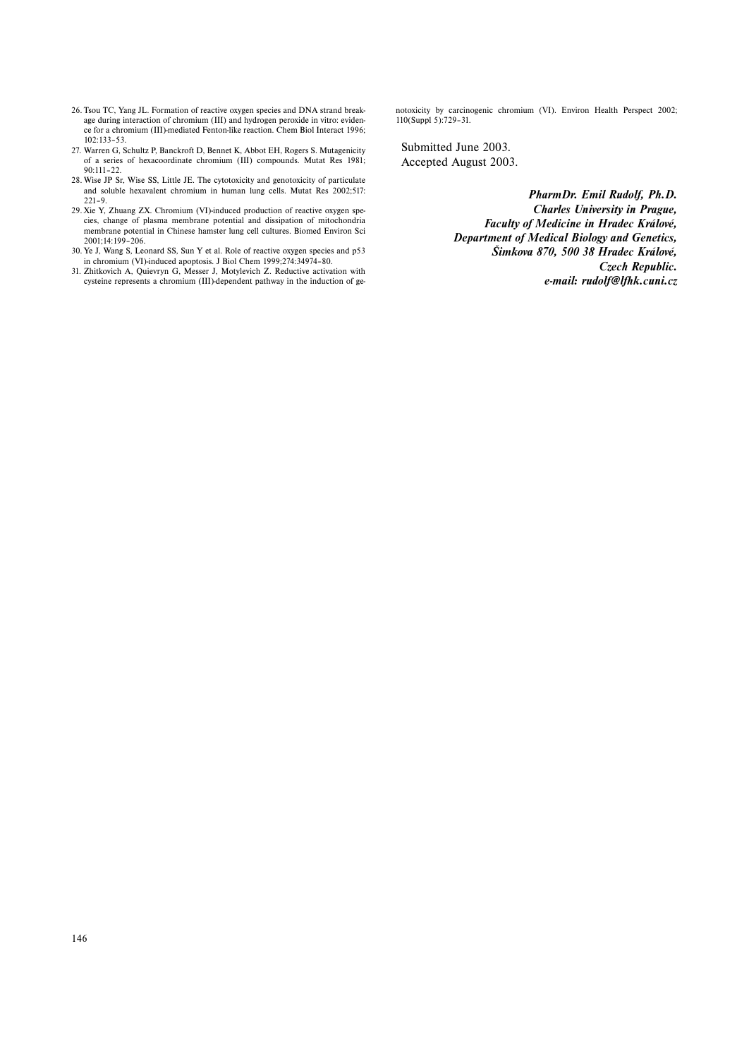26. Tsou TC, Yang JL. Formation of reactive oxygen species and DNA strand breakage during interaction of chromium (III) and hydrogen peroxide in vitro: evidence for a chromium (III)-mediated Fenton-like reaction. Chem Biol Interact 1996; 102:133–53.
27. Warren G, Schultz P, Banckroft D, Bennet K, Abbot EH, Rogers S. Mutagenicity of a series of hexacoordinate chromium (III) compounds. Mutat Res 1981; 90:111–22.
28. Wise JP Sr, Wise SS, Little JE. The cytotoxicity and genotoxicity of particulate and soluble hexavalent chromium in human lung cells. Mutat Res 2002;517: 221–9.
29. Xie Y, Zhuang ZX. Chromium (VI)-induced production of reactive oxygen species, change of plasma membrane potential and dissipation of mitochondria membrane potential in Chinese hamster lung cell cultures. Biomed Environ Sci 2001;14:199–206.
30. Ye J, Wang S, Leonard SS, Sun Y et al. Role of reactive oxygen species and p53 in chromium (VI)-induced apoptosis. J Biol Chem 1999;274:34974–80.
31. Zhitkovich A, Quievryn G, Messer J, Motylevich Z. Reductive activation with cysteine represents a chromium (III)-dependent pathway in the induction of genotoxicity by carcinogenic chromium (VI). Environ Health Perspect 2002; 110(Suppl 5):729–31.

Submitted June 2003.
Accepted August 2003.

***PharmDr. Emil Rudolf, Ph.D.***
***Charles University in Prague,***
***Faculty of Medicine in Hradec Králové,***
***Department of Medical Biology and Genetics,***
***Šimkova 870, 500 38 Hradec Králové,***
***Czech Republic.***
***e-mail: rudolf@lfhk.cuni.cz***